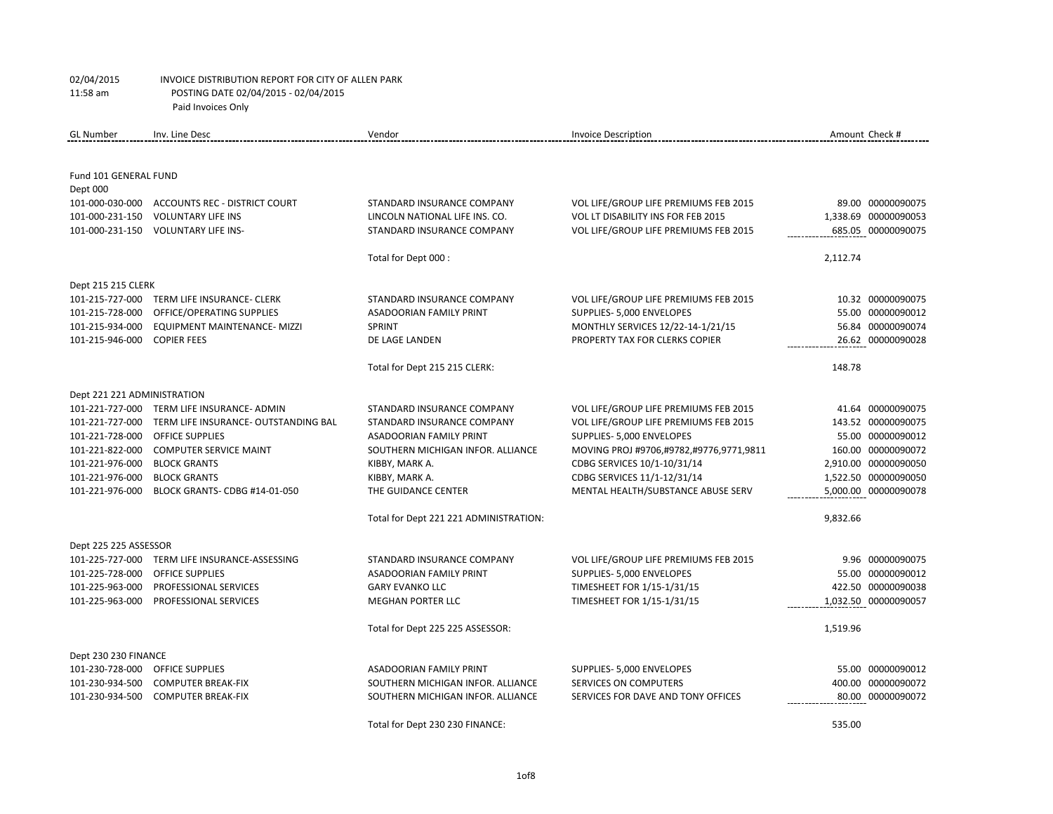02/04/2015 INVOICE DISTRIBUTION REPORT FOR CITY OF ALLEN PARK
11:58 am POSTING DATE 02/04/2015 - 02/04/2015
Paid Invoices Only

| GL Number | Inv. Line Desc | Vendor | Invoice Description | Amount | Check # |
|---|---|---|---|---|---|
| **Fund 101 GENERAL FUND** | | | | | |
| **Dept 000** | | | | | |
| 101-000-030-000 | ACCOUNTS REC - DISTRICT COURT | STANDARD INSURANCE COMPANY | VOL LIFE/GROUP LIFE PREMIUMS FEB 2015 | 89.00 | 00000090075 |
| 101-000-231-150 | VOLUNTARY LIFE INS | LINCOLN NATIONAL LIFE INS. CO. | VOL LT DISABILITY INS FOR FEB 2015 | 1,338.69 | 00000090053 |
| 101-000-231-150 | VOLUNTARY LIFE INS- | STANDARD INSURANCE COMPANY | VOL LIFE/GROUP LIFE PREMIUMS FEB 2015 | 685.05 | 00000090075 |
| | | Total for Dept 000 : | | 2,112.74 | |
| **Dept 215 215 CLERK** | | | | | |
| 101-215-727-000 | TERM LIFE INSURANCE- CLERK | STANDARD INSURANCE COMPANY | VOL LIFE/GROUP LIFE PREMIUMS FEB 2015 | 10.32 | 00000090075 |
| 101-215-728-000 | OFFICE/OPERATING SUPPLIES | ASADOORIAN FAMILY PRINT | SUPPLIES- 5,000 ENVELOPES | 55.00 | 00000090012 |
| 101-215-934-000 | EQUIPMENT MAINTENANCE- MIZZI | SPRINT | MONTHLY SERVICES 12/22-14-1/21/15 | 56.84 | 00000090074 |
| 101-215-946-000 | COPIER FEES | DE LAGE LANDEN | PROPERTY TAX FOR CLERKS COPIER | 26.62 | 00000090028 |
| | | Total for Dept 215 215 CLERK: | | 148.78 | |
| **Dept 221 221 ADMINISTRATION** | | | | | |
| 101-221-727-000 | TERM LIFE INSURANCE- ADMIN | STANDARD INSURANCE COMPANY | VOL LIFE/GROUP LIFE PREMIUMS FEB 2015 | 41.64 | 00000090075 |
| 101-221-727-000 | TERM LIFE INSURANCE- OUTSTANDING BAL | STANDARD INSURANCE COMPANY | VOL LIFE/GROUP LIFE PREMIUMS FEB 2015 | 143.52 | 00000090075 |
| 101-221-728-000 | OFFICE SUPPLIES | ASADOORIAN FAMILY PRINT | SUPPLIES- 5,000 ENVELOPES | 55.00 | 00000090012 |
| 101-221-822-000 | COMPUTER SERVICE MAINT | SOUTHERN MICHIGAN INFOR. ALLIANCE | MOVING PROJ #9706,#9782,#9776,9771,9811 | 160.00 | 00000090072 |
| 101-221-976-000 | BLOCK GRANTS | KIBBY, MARK A. | CDBG SERVICES 10/1-10/31/14 | 2,910.00 | 00000090050 |
| 101-221-976-000 | BLOCK GRANTS | KIBBY, MARK A. | CDBG SERVICES 11/1-12/31/14 | 1,522.50 | 00000090050 |
| 101-221-976-000 | BLOCK GRANTS- CDBG #14-01-050 | THE GUIDANCE CENTER | MENTAL HEALTH/SUBSTANCE ABUSE SERV | 5,000.00 | 00000090078 |
| | | Total for Dept 221 221 ADMINISTRATION: | | 9,832.66 | |
| **Dept 225 225 ASSESSOR** | | | | | |
| 101-225-727-000 | TERM LIFE INSURANCE-ASSESSING | STANDARD INSURANCE COMPANY | VOL LIFE/GROUP LIFE PREMIUMS FEB 2015 | 9.96 | 00000090075 |
| 101-225-728-000 | OFFICE SUPPLIES | ASADOORIAN FAMILY PRINT | SUPPLIES- 5,000 ENVELOPES | 55.00 | 00000090012 |
| 101-225-963-000 | PROFESSIONAL SERVICES | GARY EVANKO LLC | TIMESHEET FOR 1/15-1/31/15 | 422.50 | 00000090038 |
| 101-225-963-000 | PROFESSIONAL SERVICES | MEGHAN PORTER LLC | TIMESHEET FOR 1/15-1/31/15 | 1,032.50 | 00000090057 |
| | | Total for Dept 225 225 ASSESSOR: | | 1,519.96 | |
| **Dept 230 230 FINANCE** | | | | | |
| 101-230-728-000 | OFFICE SUPPLIES | ASADOORIAN FAMILY PRINT | SUPPLIES- 5,000 ENVELOPES | 55.00 | 00000090012 |
| 101-230-934-500 | COMPUTER BREAK-FIX | SOUTHERN MICHIGAN INFOR. ALLIANCE | SERVICES ON COMPUTERS | 400.00 | 00000090072 |
| 101-230-934-500 | COMPUTER BREAK-FIX | SOUTHERN MICHIGAN INFOR. ALLIANCE | SERVICES FOR DAVE AND TONY OFFICES | 80.00 | 00000090072 |
| | | Total for Dept 230 230 FINANCE: | | 535.00 | |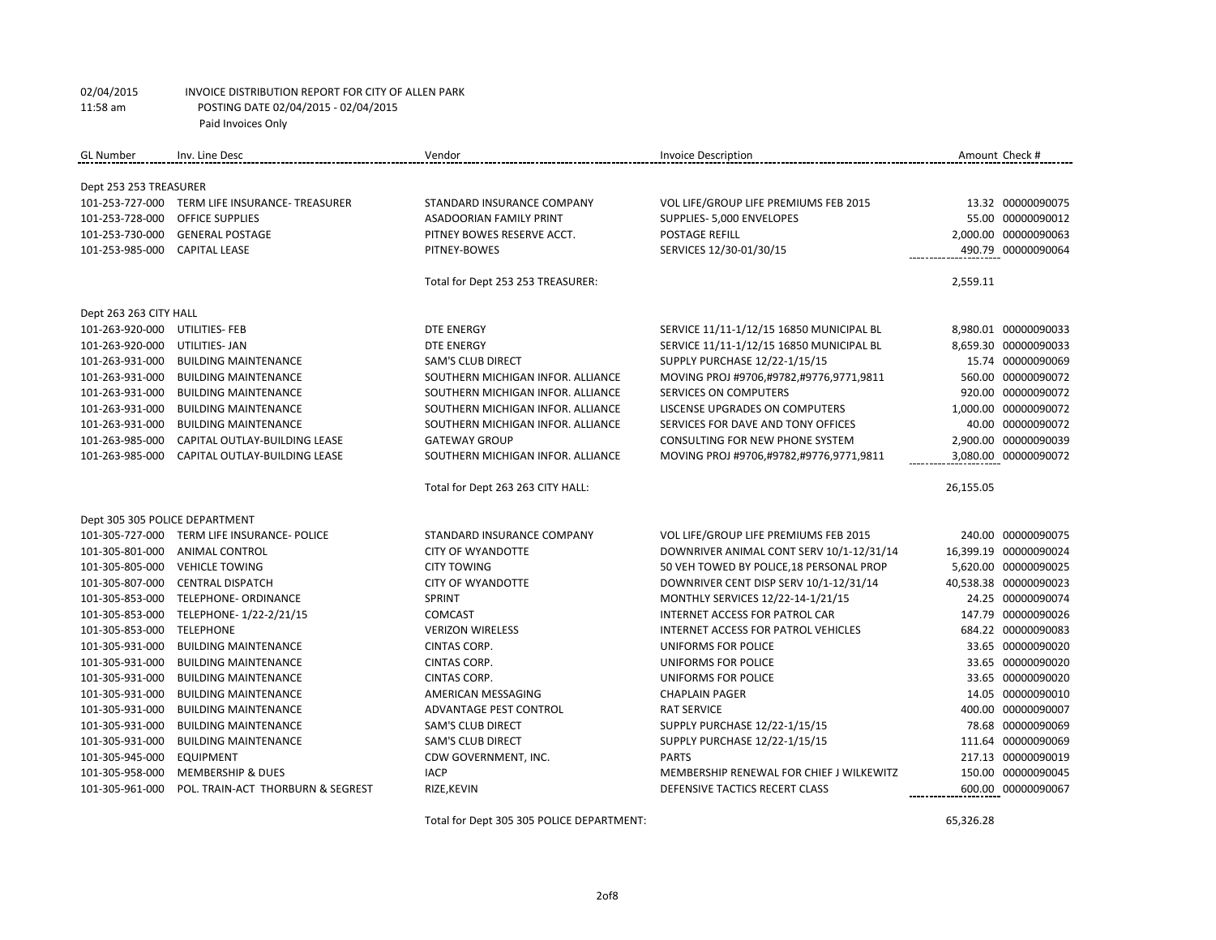02/04/2015 INVOICE DISTRIBUTION REPORT FOR CITY OF ALLEN PARK
11:58 am POSTING DATE 02/04/2015 - 02/04/2015
Paid Invoices Only

| GL Number | Inv. Line Desc | Vendor | Invoice Description | Amount | Check # |
|---|---|---|---|---|---|
| **Dept 253 253 TREASURER** | | | | | |
| 101-253-727-000 | TERM LIFE INSURANCE- TREASURER | STANDARD INSURANCE COMPANY | VOL LIFE/GROUP LIFE PREMIUMS FEB 2015 | 13.32 | 00000090075 |
| 101-253-728-000 | OFFICE SUPPLIES | ASADOORIAN FAMILY PRINT | SUPPLIES- 5,000 ENVELOPES | 55.00 | 00000090012 |
| 101-253-730-000 | GENERAL POSTAGE | PITNEY BOWES RESERVE ACCT. | POSTAGE REFILL | 2,000.00 | 00000090063 |
| 101-253-985-000 | CAPITAL LEASE | PITNEY-BOWES | SERVICES 12/30-01/30/15 | 490.79 | 00000090064 |
| | | Total for Dept 253 253 TREASURER: | | 2,559.11 | |
| **Dept 263 263 CITY HALL** | | | | | |
| 101-263-920-000 | UTILITIES- FEB | DTE ENERGY | SERVICE 11/11-1/12/15 16850 MUNICIPAL BL | 8,980.01 | 00000090033 |
| 101-263-920-000 | UTILITIES- JAN | DTE ENERGY | SERVICE 11/11-1/12/15 16850 MUNICIPAL BL | 8,659.30 | 00000090033 |
| 101-263-931-000 | BUILDING MAINTENANCE | SAM'S CLUB DIRECT | SUPPLY PURCHASE 12/22-1/15/15 | 15.74 | 00000090069 |
| 101-263-931-000 | BUILDING MAINTENANCE | SOUTHERN MICHIGAN INFOR. ALLIANCE | MOVING PROJ #9706,#9782,#9776,9771,9811 | 560.00 | 00000090072 |
| 101-263-931-000 | BUILDING MAINTENANCE | SOUTHERN MICHIGAN INFOR. ALLIANCE | SERVICES ON COMPUTERS | 920.00 | 00000090072 |
| 101-263-931-000 | BUILDING MAINTENANCE | SOUTHERN MICHIGAN INFOR. ALLIANCE | LISCENSE UPGRADES ON COMPUTERS | 1,000.00 | 00000090072 |
| 101-263-931-000 | BUILDING MAINTENANCE | SOUTHERN MICHIGAN INFOR. ALLIANCE | SERVICES FOR DAVE AND TONY OFFICES | 40.00 | 00000090072 |
| 101-263-985-000 | CAPITAL OUTLAY-BUILDING LEASE | GATEWAY GROUP | CONSULTING FOR NEW PHONE SYSTEM | 2,900.00 | 00000090039 |
| 101-263-985-000 | CAPITAL OUTLAY-BUILDING LEASE | SOUTHERN MICHIGAN INFOR. ALLIANCE | MOVING PROJ #9706,#9782,#9776,9771,9811 | 3,080.00 | 00000090072 |
| | | Total for Dept 263 263 CITY HALL: | | 26,155.05 | |
| **Dept 305 305 POLICE DEPARTMENT** | | | | | |
| 101-305-727-000 | TERM LIFE INSURANCE- POLICE | STANDARD INSURANCE COMPANY | VOL LIFE/GROUP LIFE PREMIUMS FEB 2015 | 240.00 | 00000090075 |
| 101-305-801-000 | ANIMAL CONTROL | CITY OF WYANDOTTE | DOWNRIVER ANIMAL CONT SERV 10/1-12/31/14 | 16,399.19 | 00000090024 |
| 101-305-805-000 | VEHICLE TOWING | CITY TOWING | 50 VEH TOWED BY POLICE,18 PERSONAL PROP | 5,620.00 | 00000090025 |
| 101-305-807-000 | CENTRAL DISPATCH | CITY OF WYANDOTTE | DOWNRIVER CENT DISP SERV 10/1-12/31/14 | 40,538.38 | 00000090023 |
| 101-305-853-000 | TELEPHONE- ORDINANCE | SPRINT | MONTHLY SERVICES 12/22-14-1/21/15 | 24.25 | 00000090074 |
| 101-305-853-000 | TELEPHONE- 1/22-2/21/15 | COMCAST | INTERNET ACCESS FOR PATROL CAR | 147.79 | 00000090026 |
| 101-305-853-000 | TELEPHONE | VERIZON WIRELESS | INTERNET ACCESS FOR PATROL VEHICLES | 684.22 | 00000090083 |
| 101-305-931-000 | BUILDING MAINTENANCE | CINTAS CORP. | UNIFORMS FOR POLICE | 33.65 | 00000090020 |
| 101-305-931-000 | BUILDING MAINTENANCE | CINTAS CORP. | UNIFORMS FOR POLICE | 33.65 | 00000090020 |
| 101-305-931-000 | BUILDING MAINTENANCE | CINTAS CORP. | UNIFORMS FOR POLICE | 33.65 | 00000090020 |
| 101-305-931-000 | BUILDING MAINTENANCE | AMERICAN MESSAGING | CHAPLAIN PAGER | 14.05 | 00000090010 |
| 101-305-931-000 | BUILDING MAINTENANCE | ADVANTAGE PEST CONTROL | RAT SERVICE | 400.00 | 00000090007 |
| 101-305-931-000 | BUILDING MAINTENANCE | SAM'S CLUB DIRECT | SUPPLY PURCHASE 12/22-1/15/15 | 78.68 | 00000090069 |
| 101-305-931-000 | BUILDING MAINTENANCE | SAM'S CLUB DIRECT | SUPPLY PURCHASE 12/22-1/15/15 | 111.64 | 00000090069 |
| 101-305-945-000 | EQUIPMENT | CDW GOVERNMENT, INC. | PARTS | 217.13 | 00000090019 |
| 101-305-958-000 | MEMBERSHIP & DUES | IACP | MEMBERSHIP RENEWAL FOR CHIEF J WILKEWITZ | 150.00 | 00000090045 |
| 101-305-961-000 | POL. TRAIN-ACT THORBURN & SEGREST | RIZE,KEVIN | DEFENSIVE TACTICS RECERT CLASS | 600.00 | 00000090067 |
| | | Total for Dept 305 305 POLICE DEPARTMENT: | | 65,326.28 | |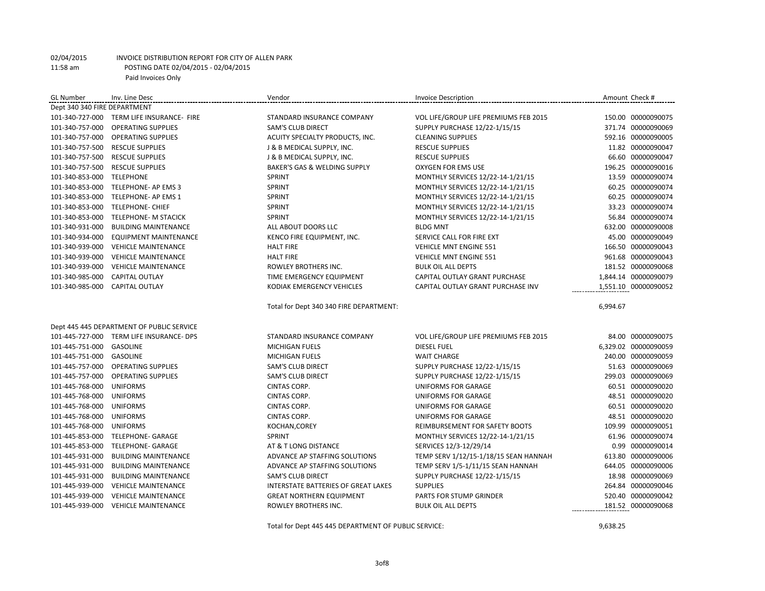02/04/2015 INVOICE DISTRIBUTION REPORT FOR CITY OF ALLEN PARK
11:58 am POSTING DATE 02/04/2015 - 02/04/2015
Paid Invoices Only

| GL Number | Inv. Line Desc | Vendor | Invoice Description | Amount | Check # |
|---|---|---|---|---|---|
| Dept 340 340 FIRE DEPARTMENT | | | | | |
| 101-340-727-000 | TERM LIFE INSURANCE- FIRE | STANDARD INSURANCE COMPANY | VOL LIFE/GROUP LIFE PREMIUMS FEB 2015 | 150.00 | 00000090075 |
| 101-340-757-000 | OPERATING SUPPLIES | SAM'S CLUB DIRECT | SUPPLY PURCHASE 12/22-1/15/15 | 371.74 | 00000090069 |
| 101-340-757-000 | OPERATING SUPPLIES | ACUITY SPECIALTY PRODUCTS, INC. | CLEANING SUPPLIES | 592.16 | 00000090005 |
| 101-340-757-500 | RESCUE SUPPLIES | J & B MEDICAL SUPPLY, INC. | RESCUE SUPPLIES | 11.82 | 00000090047 |
| 101-340-757-500 | RESCUE SUPPLIES | J & B MEDICAL SUPPLY, INC. | RESCUE SUPPLIES | 66.60 | 00000090047 |
| 101-340-757-500 | RESCUE SUPPLIES | BAKER'S GAS & WELDING SUPPLY | OXYGEN FOR EMS USE | 196.25 | 00000090016 |
| 101-340-853-000 | TELEPHONE | SPRINT | MONTHLY SERVICES 12/22-14-1/21/15 | 13.59 | 00000090074 |
| 101-340-853-000 | TELEPHONE- AP EMS 3 | SPRINT | MONTHLY SERVICES 12/22-14-1/21/15 | 60.25 | 00000090074 |
| 101-340-853-000 | TELEPHONE- AP EMS 1 | SPRINT | MONTHLY SERVICES 12/22-14-1/21/15 | 60.25 | 00000090074 |
| 101-340-853-000 | TELEPHONE- CHIEF | SPRINT | MONTHLY SERVICES 12/22-14-1/21/15 | 33.23 | 00000090074 |
| 101-340-853-000 | TELEPHONE- M STACICK | SPRINT | MONTHLY SERVICES 12/22-14-1/21/15 | 56.84 | 00000090074 |
| 101-340-931-000 | BUILDING MAINTENANCE | ALL ABOUT DOORS LLC | BLDG MNT | 632.00 | 00000090008 |
| 101-340-934-000 | EQUIPMENT MAINTENANCE | KENCO FIRE EQUIPMENT, INC. | SERVICE CALL FOR FIRE EXT | 45.00 | 00000090049 |
| 101-340-939-000 | VEHICLE MAINTENANCE | HALT FIRE | VEHICLE MNT ENGINE 551 | 166.50 | 00000090043 |
| 101-340-939-000 | VEHICLE MAINTENANCE | HALT FIRE | VEHICLE MNT ENGINE 551 | 961.68 | 00000090043 |
| 101-340-939-000 | VEHICLE MAINTENANCE | ROWLEY BROTHERS INC. | BULK OIL ALL DEPTS | 181.52 | 00000090068 |
| 101-340-985-000 | CAPITAL OUTLAY | TIME EMERGENCY EQUIPMENT | CAPITAL OUTLAY GRANT PURCHASE | 1,844.14 | 00000090079 |
| 101-340-985-000 | CAPITAL OUTLAY | KODIAK EMERGENCY VEHICLES | CAPITAL OUTLAY GRANT PURCHASE INV | 1,551.10 | 00000090052 |
| | | Total for Dept 340 340 FIRE DEPARTMENT: | | 6,994.67 | |
| Dept 445 445 DEPARTMENT OF PUBLIC SERVICE | | | | | |
| 101-445-727-000 | TERM LIFE INSURANCE- DPS | STANDARD INSURANCE COMPANY | VOL LIFE/GROUP LIFE PREMIUMS FEB 2015 | 84.00 | 00000090075 |
| 101-445-751-000 | GASOLINE | MICHIGAN FUELS | DIESEL FUEL | 6,329.02 | 00000090059 |
| 101-445-751-000 | GASOLINE | MICHIGAN FUELS | WAIT CHARGE | 240.00 | 00000090059 |
| 101-445-757-000 | OPERATING SUPPLIES | SAM'S CLUB DIRECT | SUPPLY PURCHASE 12/22-1/15/15 | 51.63 | 00000090069 |
| 101-445-757-000 | OPERATING SUPPLIES | SAM'S CLUB DIRECT | SUPPLY PURCHASE 12/22-1/15/15 | 299.03 | 00000090069 |
| 101-445-768-000 | UNIFORMS | CINTAS CORP. | UNIFORMS FOR GARAGE | 60.51 | 00000090020 |
| 101-445-768-000 | UNIFORMS | CINTAS CORP. | UNIFORMS FOR GARAGE | 48.51 | 00000090020 |
| 101-445-768-000 | UNIFORMS | CINTAS CORP. | UNIFORMS FOR GARAGE | 60.51 | 00000090020 |
| 101-445-768-000 | UNIFORMS | CINTAS CORP. | UNIFORMS FOR GARAGE | 48.51 | 00000090020 |
| 101-445-768-000 | UNIFORMS | KOCHAN,COREY | REIMBURSEMENT FOR SAFETY BOOTS | 109.99 | 00000090051 |
| 101-445-853-000 | TELEPHONE- GARAGE | SPRINT | MONTHLY SERVICES 12/22-14-1/21/15 | 61.96 | 00000090074 |
| 101-445-853-000 | TELEPHONE- GARAGE | AT & T LONG DISTANCE | SERVICES 12/3-12/29/14 | 0.99 | 00000090014 |
| 101-445-931-000 | BUILDING MAINTENANCE | ADVANCE AP STAFFING SOLUTIONS | TEMP SERV 1/12/15-1/18/15 SEAN HANNAH | 613.80 | 00000090006 |
| 101-445-931-000 | BUILDING MAINTENANCE | ADVANCE AP STAFFING SOLUTIONS | TEMP SERV 1/5-1/11/15 SEAN HANNAH | 644.05 | 00000090006 |
| 101-445-931-000 | BUILDING MAINTENANCE | SAM'S CLUB DIRECT | SUPPLY PURCHASE 12/22-1/15/15 | 18.98 | 00000090069 |
| 101-445-939-000 | VEHICLE MAINTENANCE | INTERSTATE BATTERIES OF GREAT LAKES | SUPPLIES | 264.84 | 00000090046 |
| 101-445-939-000 | VEHICLE MAINTENANCE | GREAT NORTHERN EQUIPMENT | PARTS FOR STUMP GRINDER | 520.40 | 00000090042 |
| 101-445-939-000 | VEHICLE MAINTENANCE | ROWLEY BROTHERS INC. | BULK OIL ALL DEPTS | 181.52 | 00000090068 |
| | | Total for Dept 445 445 DEPARTMENT OF PUBLIC SERVICE: | | 9,638.25 | |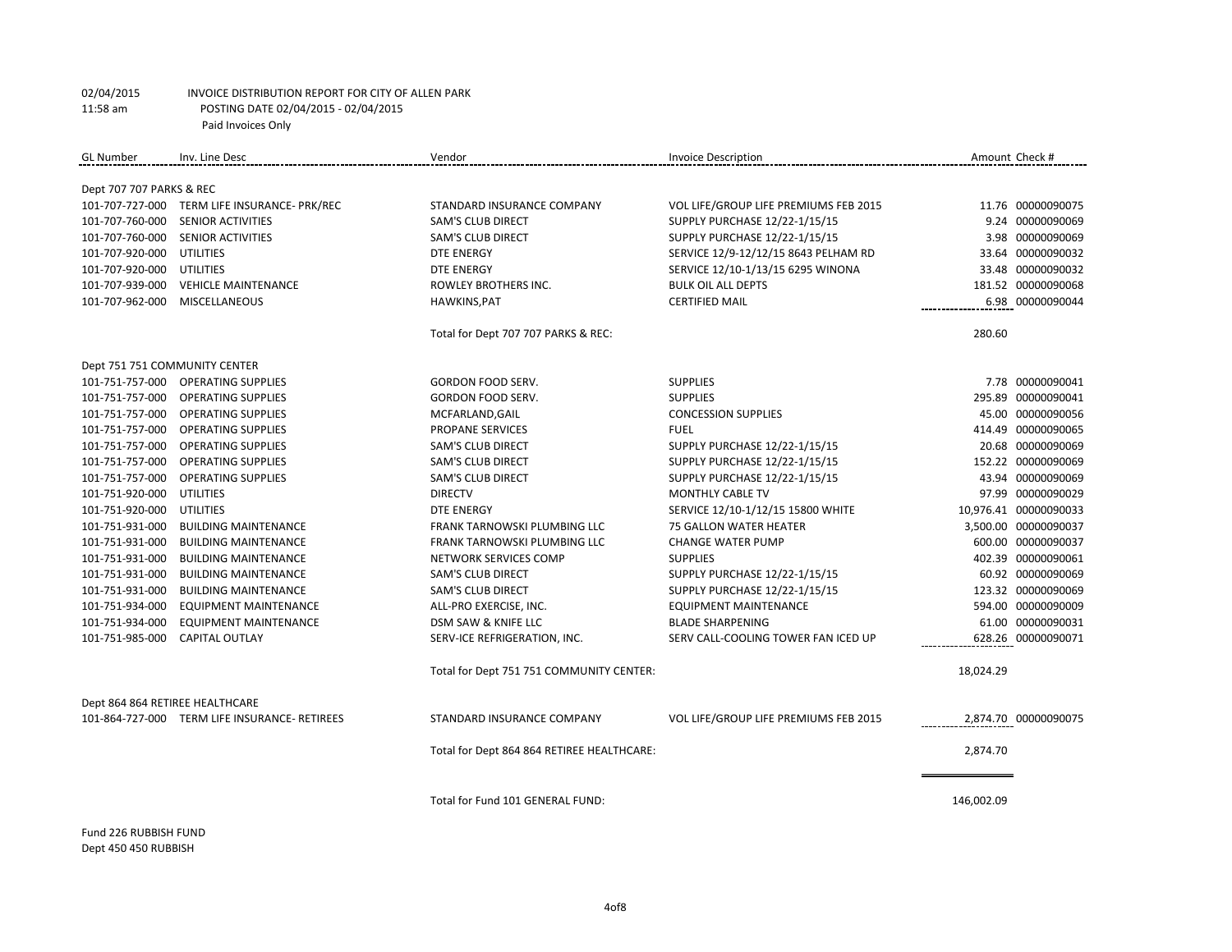02/04/2015 INVOICE DISTRIBUTION REPORT FOR CITY OF ALLEN PARK
11:58 am POSTING DATE 02/04/2015 - 02/04/2015
Paid Invoices Only

| GL Number | Inv. Line Desc | Vendor | Invoice Description | Amount | Check # |
|---|---|---|---|---|---|
| Dept 707 707 PARKS & REC | | | | | |
| 101-707-727-000 | TERM LIFE INSURANCE- PRK/REC | STANDARD INSURANCE COMPANY | VOL LIFE/GROUP LIFE PREMIUMS FEB 2015 | 11.76 | 00000090075 |
| 101-707-760-000 | SENIOR ACTIVITIES | SAM'S CLUB DIRECT | SUPPLY PURCHASE 12/22-1/15/15 | 9.24 | 00000090069 |
| 101-707-760-000 | SENIOR ACTIVITIES | SAM'S CLUB DIRECT | SUPPLY PURCHASE 12/22-1/15/15 | 3.98 | 00000090069 |
| 101-707-920-000 | UTILITIES | DTE ENERGY | SERVICE 12/9-12/12/15 8643 PELHAM RD | 33.64 | 00000090032 |
| 101-707-920-000 | UTILITIES | DTE ENERGY | SERVICE 12/10-1/13/15 6295 WINONA | 33.48 | 00000090032 |
| 101-707-939-000 | VEHICLE MAINTENANCE | ROWLEY BROTHERS INC. | BULK OIL ALL DEPTS | 181.52 | 00000090068 |
| 101-707-962-000 | MISCELLANEOUS | HAWKINS,PAT | CERTIFIED MAIL | 6.98 | 00000090044 |
| | | Total for Dept 707 707 PARKS & REC: | | 280.60 | |
| Dept 751 751 COMMUNITY CENTER | | | | | |
| 101-751-757-000 | OPERATING SUPPLIES | GORDON FOOD SERV. | SUPPLIES | 7.78 | 00000090041 |
| 101-751-757-000 | OPERATING SUPPLIES | GORDON FOOD SERV. | SUPPLIES | 295.89 | 00000090041 |
| 101-751-757-000 | OPERATING SUPPLIES | MCFARLAND,GAIL | CONCESSION SUPPLIES | 45.00 | 00000090056 |
| 101-751-757-000 | OPERATING SUPPLIES | PROPANE SERVICES | FUEL | 414.49 | 00000090065 |
| 101-751-757-000 | OPERATING SUPPLIES | SAM'S CLUB DIRECT | SUPPLY PURCHASE 12/22-1/15/15 | 20.68 | 00000090069 |
| 101-751-757-000 | OPERATING SUPPLIES | SAM'S CLUB DIRECT | SUPPLY PURCHASE 12/22-1/15/15 | 152.22 | 00000090069 |
| 101-751-757-000 | OPERATING SUPPLIES | SAM'S CLUB DIRECT | SUPPLY PURCHASE 12/22-1/15/15 | 43.94 | 00000090069 |
| 101-751-920-000 | UTILITIES | DIRECTV | MONTHLY CABLE TV | 97.99 | 00000090029 |
| 101-751-920-000 | UTILITIES | DTE ENERGY | SERVICE 12/10-1/12/15 15800 WHITE | 10,976.41 | 00000090033 |
| 101-751-931-000 | BUILDING MAINTENANCE | FRANK TARNOWSKI PLUMBING LLC | 75 GALLON WATER HEATER | 3,500.00 | 00000090037 |
| 101-751-931-000 | BUILDING MAINTENANCE | FRANK TARNOWSKI PLUMBING LLC | CHANGE WATER PUMP | 600.00 | 00000090037 |
| 101-751-931-000 | BUILDING MAINTENANCE | NETWORK SERVICES COMP | SUPPLIES | 402.39 | 00000090061 |
| 101-751-931-000 | BUILDING MAINTENANCE | SAM'S CLUB DIRECT | SUPPLY PURCHASE 12/22-1/15/15 | 60.92 | 00000090069 |
| 101-751-931-000 | BUILDING MAINTENANCE | SAM'S CLUB DIRECT | SUPPLY PURCHASE 12/22-1/15/15 | 123.32 | 00000090069 |
| 101-751-934-000 | EQUIPMENT MAINTENANCE | ALL-PRO EXERCISE, INC. | EQUIPMENT MAINTENANCE | 594.00 | 00000090009 |
| 101-751-934-000 | EQUIPMENT MAINTENANCE | DSM SAW & KNIFE LLC | BLADE SHARPENING | 61.00 | 00000090031 |
| 101-751-985-000 | CAPITAL OUTLAY | SERV-ICE REFRIGERATION, INC. | SERV CALL-COOLING TOWER FAN ICED UP | 628.26 | 00000090071 |
| | | Total for Dept 751 751 COMMUNITY CENTER: | | 18,024.29 | |
| Dept 864 864 RETIREE HEALTHCARE | | | | | |
| 101-864-727-000 | TERM LIFE INSURANCE- RETIREES | STANDARD INSURANCE COMPANY | VOL LIFE/GROUP LIFE PREMIUMS FEB 2015 | 2,874.70 | 00000090075 |
| | | Total for Dept 864 864 RETIREE HEALTHCARE: | | 2,874.70 | |
| | | Total for Fund 101 GENERAL FUND: | | 146,002.09 | |

Fund 226 RUBBISH FUND
Dept 450 450 RUBBISH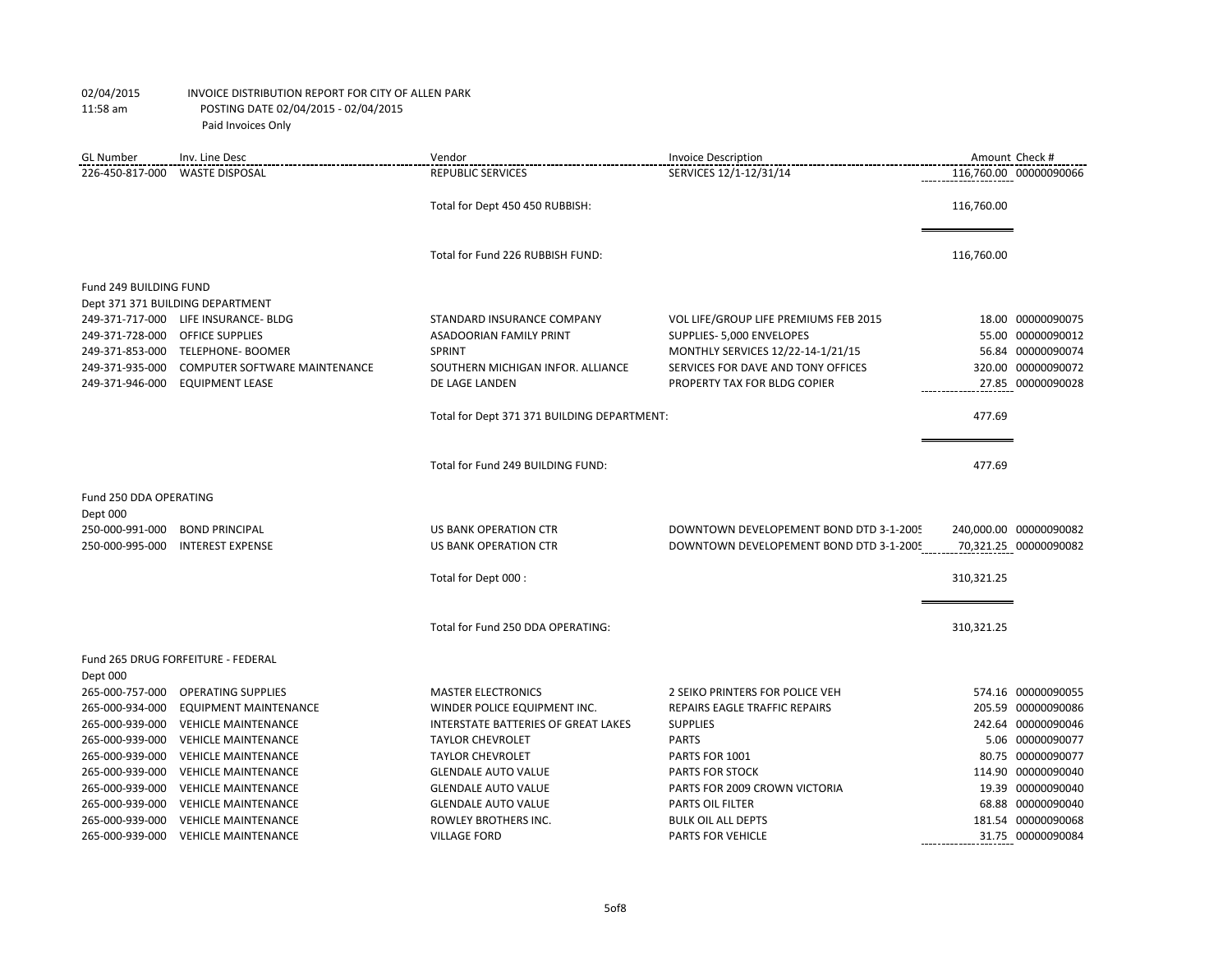02/04/2015 INVOICE DISTRIBUTION REPORT FOR CITY OF ALLEN PARK
11:58 am POSTING DATE 02/04/2015 - 02/04/2015
Paid Invoices Only

| GL Number | Inv. Line Desc | Vendor | Invoice Description | Amount | Check # |
|---|---|---|---|---|---|
| 226-450-817-000 | WASTE DISPOSAL | REPUBLIC SERVICES | SERVICES 12/1-12/31/14 | 116,760.00 | 00000090066 |
| | | Total for Dept 450 450 RUBBISH: | | 116,760.00 | |
| | | Total for Fund 226 RUBBISH FUND: | | 116,760.00 | |
| Fund 249 BUILDING FUND | | | | | |
| Dept 371 371 BUILDING DEPARTMENT | | | | | |
| 249-371-717-000 | LIFE INSURANCE- BLDG | STANDARD INSURANCE COMPANY | VOL LIFE/GROUP LIFE PREMIUMS FEB 2015 | 18.00 | 00000090075 |
| 249-371-728-000 | OFFICE SUPPLIES | ASADOORIAN FAMILY PRINT | SUPPLIES- 5,000 ENVELOPES | 55.00 | 00000090012 |
| 249-371-853-000 | TELEPHONE- BOOMER | SPRINT | MONTHLY SERVICES 12/22-14-1/21/15 | 56.84 | 00000090074 |
| 249-371-935-000 | COMPUTER SOFTWARE MAINTENANCE | SOUTHERN MICHIGAN INFOR. ALLIANCE | SERVICES FOR DAVE AND TONY OFFICES | 320.00 | 00000090072 |
| 249-371-946-000 | EQUIPMENT LEASE | DE LAGE LANDEN | PROPERTY TAX FOR BLDG COPIER | 27.85 | 00000090028 |
| | | Total for Dept 371 371 BUILDING DEPARTMENT: | | 477.69 | |
| | | Total for Fund 249 BUILDING FUND: | | 477.69 | |
| Fund 250 DDA OPERATING | | | | | |
| Dept 000 | | | | | |
| 250-000-991-000 | BOND PRINCIPAL | US BANK OPERATION CTR | DOWNTOWN DEVELOPEMENT BOND DTD 3-1-2005 | 240,000.00 | 00000090082 |
| 250-000-995-000 | INTEREST EXPENSE | US BANK OPERATION CTR | DOWNTOWN DEVELOPEMENT BOND DTD 3-1-2005 | 70,321.25 | 00000090082 |
| | | Total for Dept 000 : | | 310,321.25 | |
| | | Total for Fund 250 DDA OPERATING: | | 310,321.25 | |
| Fund 265 DRUG FORFEITURE - FEDERAL | | | | | |
| Dept 000 | | | | | |
| 265-000-757-000 | OPERATING SUPPLIES | MASTER ELECTRONICS | 2 SEIKO PRINTERS FOR POLICE VEH | 574.16 | 00000090055 |
| 265-000-934-000 | EQUIPMENT MAINTENANCE | WINDER POLICE EQUIPMENT INC. | REPAIRS EAGLE TRAFFIC REPAIRS | 205.59 | 00000090086 |
| 265-000-939-000 | VEHICLE MAINTENANCE | INTERSTATE BATTERIES OF GREAT LAKES | SUPPLIES | 242.64 | 00000090046 |
| 265-000-939-000 | VEHICLE MAINTENANCE | TAYLOR CHEVROLET | PARTS | 5.06 | 00000090077 |
| 265-000-939-000 | VEHICLE MAINTENANCE | TAYLOR CHEVROLET | PARTS FOR 1001 | 80.75 | 00000090077 |
| 265-000-939-000 | VEHICLE MAINTENANCE | GLENDALE AUTO VALUE | PARTS FOR STOCK | 114.90 | 00000090040 |
| 265-000-939-000 | VEHICLE MAINTENANCE | GLENDALE AUTO VALUE | PARTS FOR 2009 CROWN VICTORIA | 19.39 | 00000090040 |
| 265-000-939-000 | VEHICLE MAINTENANCE | GLENDALE AUTO VALUE | PARTS OIL FILTER | 68.88 | 00000090040 |
| 265-000-939-000 | VEHICLE MAINTENANCE | ROWLEY BROTHERS INC. | BULK OIL ALL DEPTS | 181.54 | 00000090068 |
| 265-000-939-000 | VEHICLE MAINTENANCE | VILLAGE FORD | PARTS FOR VEHICLE | 31.75 | 00000090084 |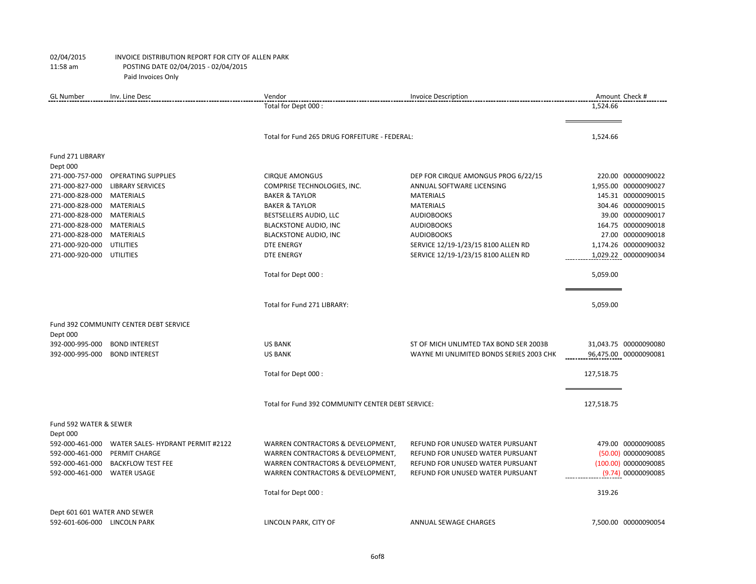02/04/2015 INVOICE DISTRIBUTION REPORT FOR CITY OF ALLEN PARK
11:58 am POSTING DATE 02/04/2015 - 02/04/2015
Paid Invoices Only

| GL Number | Inv. Line Desc | Vendor | Invoice Description | Amount | Check # |
|---|---|---|---|---|---|
| | | Total for Dept 000 : | | 1,524.66 | |
| | | Total for Fund 265 DRUG FORFEITURE - FEDERAL: | | 1,524.66 | |
| Fund 271 LIBRARY | | | | | |
| Dept 000 | | | | | |
| 271-000-757-000 | OPERATING SUPPLIES | CIRQUE AMONGUS | DEP FOR CIRQUE AMONGUS PROG 6/22/15 | 220.00 | 00000090022 |
| 271-000-827-000 | LIBRARY SERVICES | COMPRISE TECHNOLOGIES, INC. | ANNUAL SOFTWARE LICENSING | 1,955.00 | 00000090027 |
| 271-000-828-000 | MATERIALS | BAKER & TAYLOR | MATERIALS | 145.31 | 00000090015 |
| 271-000-828-000 | MATERIALS | BAKER & TAYLOR | MATERIALS | 304.46 | 00000090015 |
| 271-000-828-000 | MATERIALS | BESTSELLERS AUDIO, LLC | AUDIOBOOKS | 39.00 | 00000090017 |
| 271-000-828-000 | MATERIALS | BLACKSTONE AUDIO, INC | AUDIOBOOKS | 164.75 | 00000090018 |
| 271-000-828-000 | MATERIALS | BLACKSTONE AUDIO, INC | AUDIOBOOKS | 27.00 | 00000090018 |
| 271-000-920-000 | UTILITIES | DTE ENERGY | SERVICE 12/19-1/23/15 8100 ALLEN RD | 1,174.26 | 00000090032 |
| 271-000-920-000 | UTILITIES | DTE ENERGY | SERVICE 12/19-1/23/15 8100 ALLEN RD | 1,029.22 | 00000090034 |
| | | Total for Dept 000 : | | 5,059.00 | |
| | | Total for Fund 271 LIBRARY: | | 5,059.00 | |
| Fund 392 COMMUNITY CENTER DEBT SERVICE | | | | | |
| Dept 000 | | | | | |
| 392-000-995-000 | BOND INTEREST | US BANK | ST OF MICH UNLIMTED TAX BOND SER 2003B | 31,043.75 | 00000090080 |
| 392-000-995-000 | BOND INTEREST | US BANK | WAYNE MI UNLIMITED BONDS SERIES 2003 CHK | 96,475.00 | 00000090081 |
| | | Total for Dept 000 : | | 127,518.75 | |
| | | Total for Fund 392 COMMUNITY CENTER DEBT SERVICE: | | 127,518.75 | |
| Fund 592 WATER & SEWER | | | | | |
| Dept 000 | | | | | |
| 592-000-461-000 | WATER SALES- HYDRANT PERMIT #2122 | WARREN CONTRACTORS & DEVELOPMENT, | REFUND FOR UNUSED WATER PURSUANT | 479.00 | 00000090085 |
| 592-000-461-000 | PERMIT CHARGE | WARREN CONTRACTORS & DEVELOPMENT, | REFUND FOR UNUSED WATER PURSUANT | (50.00) | 00000090085 |
| 592-000-461-000 | BACKFLOW TEST FEE | WARREN CONTRACTORS & DEVELOPMENT, | REFUND FOR UNUSED WATER PURSUANT | (100.00) | 00000090085 |
| 592-000-461-000 | WATER USAGE | WARREN CONTRACTORS & DEVELOPMENT, | REFUND FOR UNUSED WATER PURSUANT | (9.74) | 00000090085 |
| | | Total for Dept 000 : | | 319.26 | |
| Dept 601 601 WATER AND SEWER | | | | | |
| 592-601-606-000 | LINCOLN PARK | LINCOLN PARK, CITY OF | ANNUAL SEWAGE CHARGES | 7,500.00 | 00000090054 |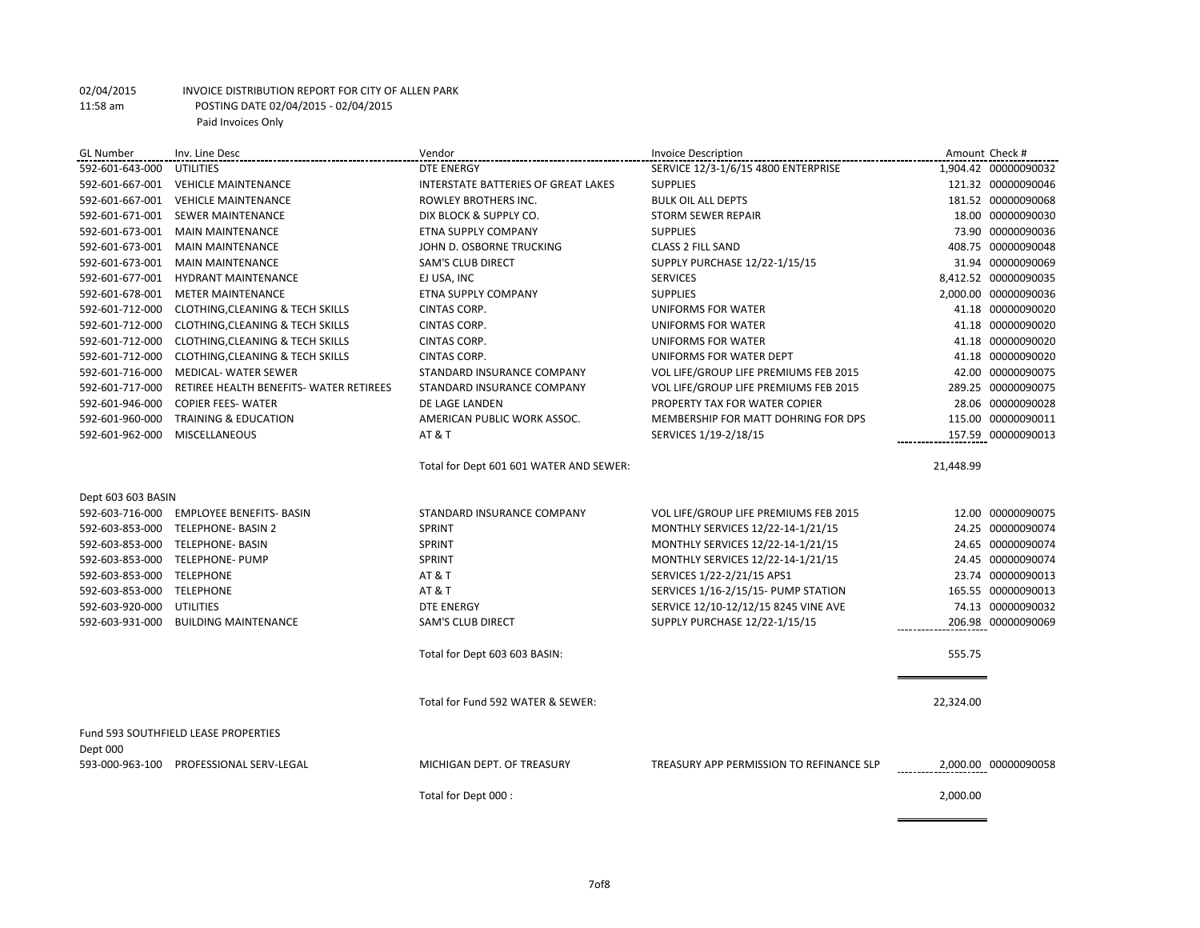02/04/2015 INVOICE DISTRIBUTION REPORT FOR CITY OF ALLEN PARK
11:58 am POSTING DATE 02/04/2015 - 02/04/2015
Paid Invoices Only

| GL Number | Inv. Line Desc | Vendor | Invoice Description | Amount | Check # |
|---|---|---|---|---|---|
| 592-601-643-000 | UTILITIES | DTE ENERGY | SERVICE 12/3-1/6/15 4800 ENTERPRISE | 1,904.42 | 00000090032 |
| 592-601-667-001 | VEHICLE MAINTENANCE | INTERSTATE BATTERIES OF GREAT LAKES | SUPPLIES | 121.32 | 00000090046 |
| 592-601-667-001 | VEHICLE MAINTENANCE | ROWLEY BROTHERS INC. | BULK OIL ALL DEPTS | 181.52 | 00000090068 |
| 592-601-671-001 | SEWER MAINTENANCE | DIX BLOCK & SUPPLY CO. | STORM SEWER REPAIR | 18.00 | 00000090030 |
| 592-601-673-001 | MAIN MAINTENANCE | ETNA SUPPLY COMPANY | SUPPLIES | 73.90 | 00000090036 |
| 592-601-673-001 | MAIN MAINTENANCE | JOHN D. OSBORNE TRUCKING | CLASS 2 FILL SAND | 408.75 | 00000090048 |
| 592-601-673-001 | MAIN MAINTENANCE | SAM'S CLUB DIRECT | SUPPLY PURCHASE 12/22-1/15/15 | 31.94 | 00000090069 |
| 592-601-677-001 | HYDRANT MAINTENANCE | EJ USA, INC | SERVICES | 8,412.52 | 00000090035 |
| 592-601-678-001 | METER MAINTENANCE | ETNA SUPPLY COMPANY | SUPPLIES | 2,000.00 | 00000090036 |
| 592-601-712-000 | CLOTHING,CLEANING & TECH SKILLS | CINTAS CORP. | UNIFORMS FOR WATER | 41.18 | 00000090020 |
| 592-601-712-000 | CLOTHING,CLEANING & TECH SKILLS | CINTAS CORP. | UNIFORMS FOR WATER | 41.18 | 00000090020 |
| 592-601-712-000 | CLOTHING,CLEANING & TECH SKILLS | CINTAS CORP. | UNIFORMS FOR WATER | 41.18 | 00000090020 |
| 592-601-712-000 | CLOTHING,CLEANING & TECH SKILLS | CINTAS CORP. | UNIFORMS FOR WATER DEPT | 41.18 | 00000090020 |
| 592-601-716-000 | MEDICAL- WATER SEWER | STANDARD INSURANCE COMPANY | VOL LIFE/GROUP LIFE PREMIUMS FEB 2015 | 42.00 | 00000090075 |
| 592-601-717-000 | RETIREE HEALTH BENEFITS- WATER RETIREES | STANDARD INSURANCE COMPANY | VOL LIFE/GROUP LIFE PREMIUMS FEB 2015 | 289.25 | 00000090075 |
| 592-601-946-000 | COPIER FEES- WATER | DE LAGE LANDEN | PROPERTY TAX FOR WATER COPIER | 28.06 | 00000090028 |
| 592-601-960-000 | TRAINING & EDUCATION | AMERICAN PUBLIC WORK ASSOC. | MEMBERSHIP FOR MATT DOHRING FOR DPS | 115.00 | 00000090011 |
| 592-601-962-000 | MISCELLANEOUS | AT & T | SERVICES 1/19-2/18/15 | 157.59 | 00000090013 |
| | | Total for Dept 601 601 WATER AND SEWER: | | 21,448.99 | |
| Dept 603 603 BASIN | | | | | |
| 592-603-716-000 | EMPLOYEE BENEFITS- BASIN | STANDARD INSURANCE COMPANY | VOL LIFE/GROUP LIFE PREMIUMS FEB 2015 | 12.00 | 00000090075 |
| 592-603-853-000 | TELEPHONE- BASIN 2 | SPRINT | MONTHLY SERVICES 12/22-14-1/21/15 | 24.25 | 00000090074 |
| 592-603-853-000 | TELEPHONE- BASIN | SPRINT | MONTHLY SERVICES 12/22-14-1/21/15 | 24.65 | 00000090074 |
| 592-603-853-000 | TELEPHONE- PUMP | SPRINT | MONTHLY SERVICES 12/22-14-1/21/15 | 24.45 | 00000090074 |
| 592-603-853-000 | TELEPHONE | AT & T | SERVICES 1/22-2/21/15 APS1 | 23.74 | 00000090013 |
| 592-603-853-000 | TELEPHONE | AT & T | SERVICES 1/16-2/15/15- PUMP STATION | 165.55 | 00000090013 |
| 592-603-920-000 | UTILITIES | DTE ENERGY | SERVICE 12/10-12/12/15 8245 VINE AVE | 74.13 | 00000090032 |
| 592-603-931-000 | BUILDING MAINTENANCE | SAM'S CLUB DIRECT | SUPPLY PURCHASE 12/22-1/15/15 | 206.98 | 00000090069 |
| | | Total for Dept 603 603 BASIN: | | 555.75 | |
| | | Total for Fund 592 WATER & SEWER: | | 22,324.00 | |
| Fund 593 SOUTHFIELD LEASE PROPERTIES | | | | | |
| Dept 000 | | | | | |
| 593-000-963-100 | PROFESSIONAL SERV-LEGAL | MICHIGAN DEPT. OF TREASURY | TREASURY APP PERMISSION TO REFINANCE SLP | 2,000.00 | 00000090058 |
| | | Total for Dept 000 : | | 2,000.00 | |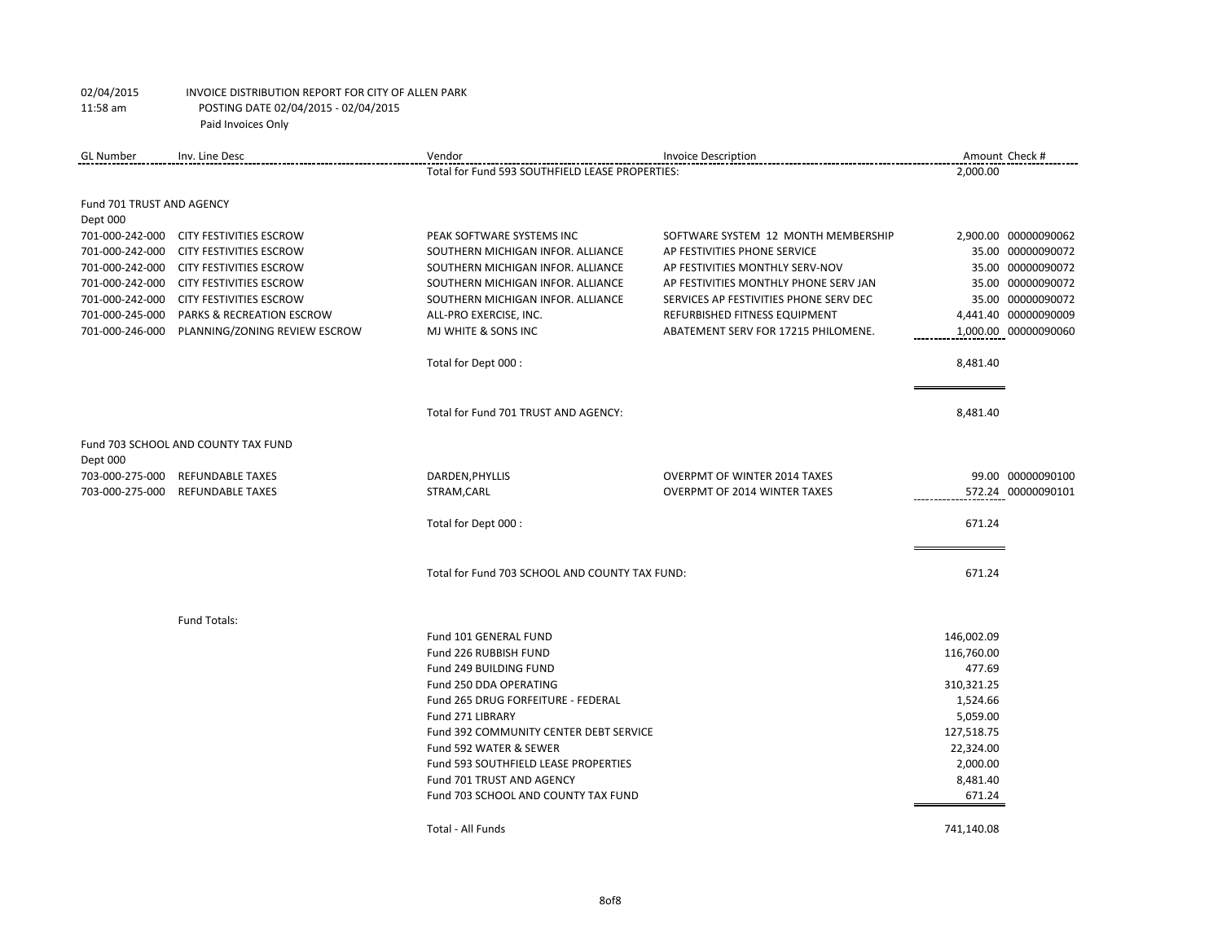02/04/2015 INVOICE DISTRIBUTION REPORT FOR CITY OF ALLEN PARK
11:58 am POSTING DATE 02/04/2015 - 02/04/2015
Paid Invoices Only

| GL Number | Inv. Line Desc | Vendor | Invoice Description | Amount | Check # |
|---|---|---|---|---|---|
| | | Total for Fund 593 SOUTHFIELD LEASE PROPERTIES: | | 2,000.00 | |
| Fund 701 TRUST AND AGENCY | | | | | |
| Dept 000 | | | | | |
| 701-000-242-000 | CITY FESTIVITIES ESCROW | PEAK SOFTWARE SYSTEMS INC | SOFTWARE SYSTEM 12 MONTH MEMBERSHIP | 2,900.00 | 00000090062 |
| 701-000-242-000 | CITY FESTIVITIES ESCROW | SOUTHERN MICHIGAN INFOR. ALLIANCE | AP FESTIVITIES PHONE SERVICE | 35.00 | 00000090072 |
| 701-000-242-000 | CITY FESTIVITIES ESCROW | SOUTHERN MICHIGAN INFOR. ALLIANCE | AP FESTIVITIES MONTHLY SERV-NOV | 35.00 | 00000090072 |
| 701-000-242-000 | CITY FESTIVITIES ESCROW | SOUTHERN MICHIGAN INFOR. ALLIANCE | AP FESTIVITIES MONTHLY PHONE SERV JAN | 35.00 | 00000090072 |
| 701-000-242-000 | CITY FESTIVITIES ESCROW | SOUTHERN MICHIGAN INFOR. ALLIANCE | SERVICES AP FESTIVITIES PHONE SERV DEC | 35.00 | 00000090072 |
| 701-000-245-000 | PARKS & RECREATION ESCROW | ALL-PRO EXERCISE, INC. | REFURBISHED FITNESS EQUIPMENT | 4,441.40 | 00000090009 |
| 701-000-246-000 | PLANNING/ZONING REVIEW ESCROW | MJ WHITE & SONS INC | ABATEMENT SERV FOR 17215 PHILOMENE. | 1,000.00 | 00000090060 |
| | | Total for Dept 000 : | | 8,481.40 | |
| | | Total for Fund 701 TRUST AND AGENCY: | | 8,481.40 | |
| Fund 703 SCHOOL AND COUNTY TAX FUND | | | | | |
| Dept 000 | | | | | |
| 703-000-275-000 | REFUNDABLE TAXES | DARDEN,PHYLLIS | OVERPMT OF WINTER 2014 TAXES | 99.00 | 00000090100 |
| 703-000-275-000 | REFUNDABLE TAXES | STRAM,CARL | OVERPMT OF 2014 WINTER TAXES | 572.24 | 00000090101 |
| | | Total for Dept 000 : | | 671.24 | |
| | | Total for Fund 703 SCHOOL AND COUNTY TAX FUND: | | 671.24 | |

Fund Totals:

| | |
|---|---|
| Fund 101 GENERAL FUND | 146,002.09 |
| Fund 226 RUBBISH FUND | 116,760.00 |
| Fund 249 BUILDING FUND | 477.69 |
| Fund 250 DDA OPERATING | 310,321.25 |
| Fund 265 DRUG FORFEITURE - FEDERAL | 1,524.66 |
| Fund 271 LIBRARY | 5,059.00 |
| Fund 392 COMMUNITY CENTER DEBT SERVICE | 127,518.75 |
| Fund 592 WATER & SEWER | 22,324.00 |
| Fund 593 SOUTHFIELD LEASE PROPERTIES | 2,000.00 |
| Fund 701 TRUST AND AGENCY | 8,481.40 |
| Fund 703 SCHOOL AND COUNTY TAX FUND | 671.24 |
| Total - All Funds | 741,140.08 |